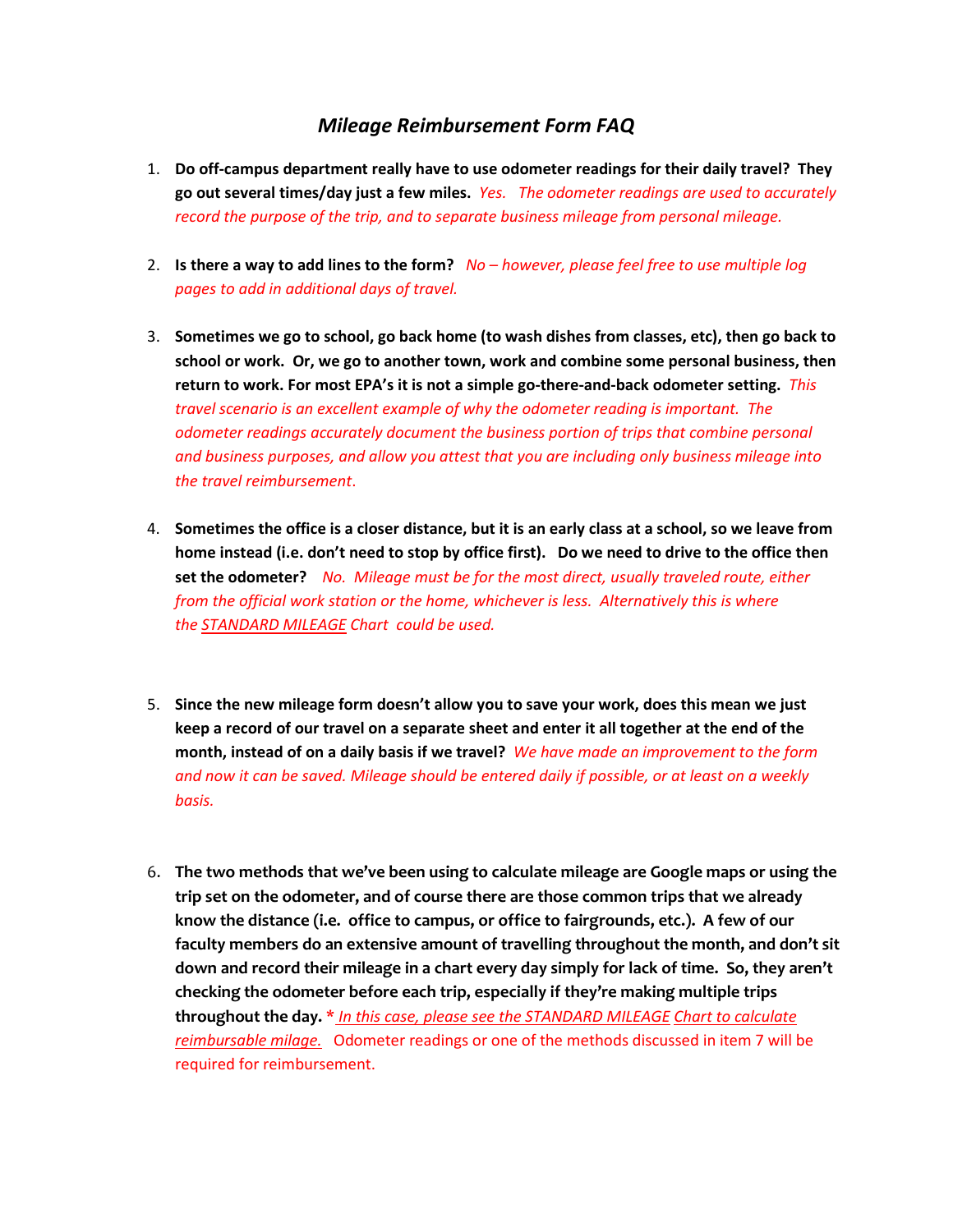# *Mileage Reimbursement Form FAQ*

1. **Do off-campus department really have to use odometer readings for their daily travel? They go out several times/day just a few miles.** *Yes. The odometer readings are used to accurately record the purpose of the trip, and to separate business mileage from personal mileage.*

2. **Is there a way to add lines to the form?** *No – however, please feel free to use multiple log pages to add in additional days of travel.*

3. **Sometimes we go to school, go back home (to wash dishes from classes, etc), then go back to school or work. Or, we go to another town, work and combine some personal business, then return to work. For most EPA's it is not a simple go-there-and-back odometer setting.** *This travel scenario is an excellent example of why the odometer reading is important. The odometer readings accurately document the business portion of trips that combine personal and business purposes, and allow you attest that you are including only business mileage into the travel reimbursement.*

4. **Sometimes the office is a closer distance, but it is an early class at a school, so we leave from home instead (i.e. don't need to stop by office first). Do we need to drive to the office then set the odometer?** *No. Mileage must be for the most direct, usually traveled route, either from the official work station or the home, whichever is less. Alternatively this is where the STANDARD MILEAGE Chart could be used.*

5. **Since the new mileage form doesn't allow you to save your work, does this mean we just keep a record of our travel on a separate sheet and enter it all together at the end of the month, instead of on a daily basis if we travel?** *We have made an improvement to the form and now it can be saved. Mileage should be entered daily if possible, or at least on a weekly basis.*

6. **The two methods that we've been using to calculate mileage are Google maps or using the trip set on the odometer, and of course there are those common trips that we already know the distance (i.e. office to campus, or office to fairgrounds, etc.). A few of our faculty members do an extensive amount of travelling throughout the month, and don't sit down and record their mileage in a chart every day simply for lack of time. So, they aren't checking the odometer before each trip, especially if they're making multiple trips throughout the day.** * *In this case, please see the STANDARD MILEAGE Chart to calculate reimbursable milage.* Odometer readings or one of the methods discussed in item 7 will be required for reimbursement.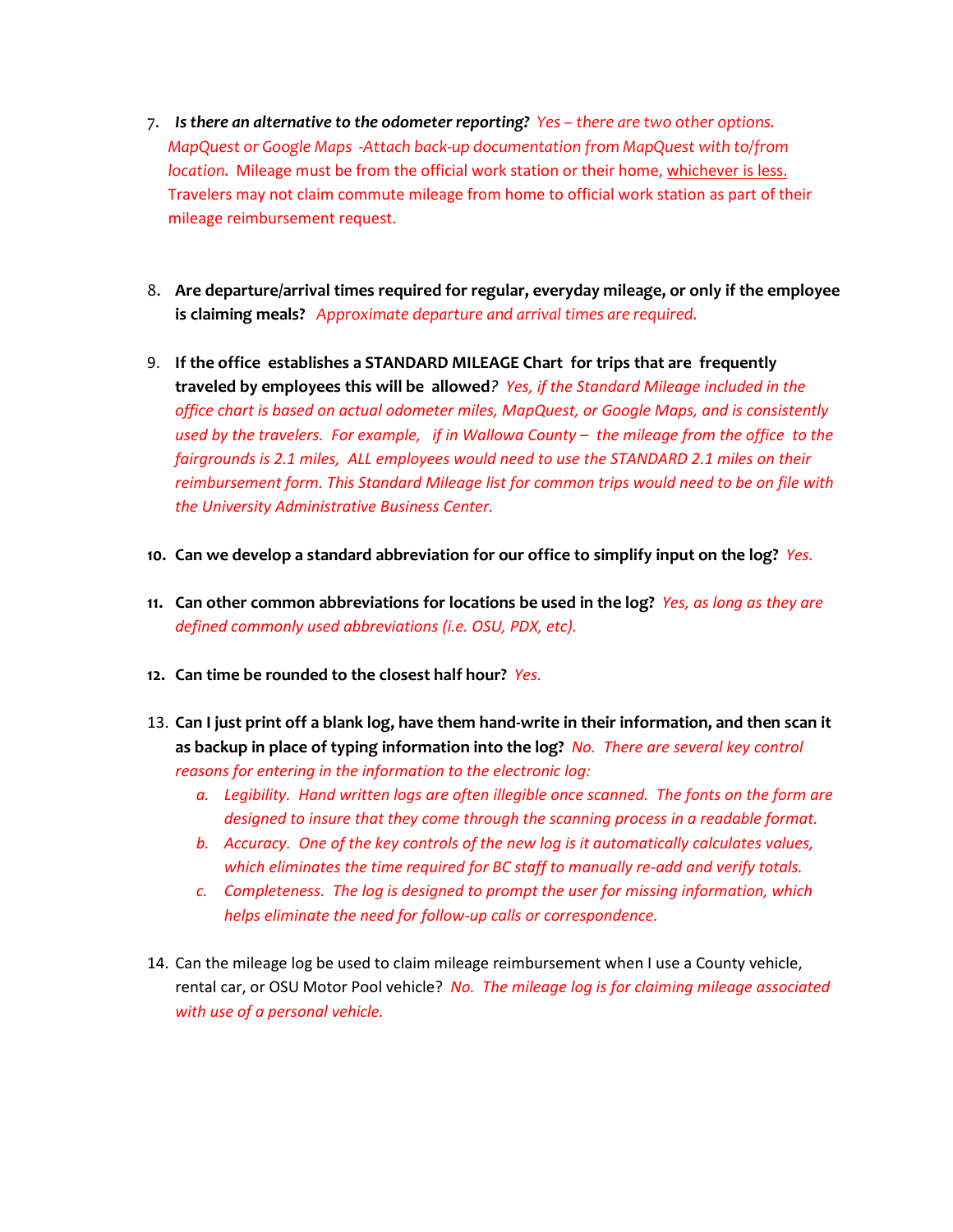7. ***Is there an alternative to the odometer reporting?*** *Yes – there are two other options. MapQuest or Google Maps -Attach back-up documentation from MapQuest with to/from location.* Mileage must be from the official work station or their home, whichever is less. Travelers may not claim commute mileage from home to official work station as part of their mileage reimbursement request.

8. **Are departure/arrival times required for regular, everyday mileage, or only if the employee is claiming meals?** *Approximate departure and arrival times are required.*

9. **If the office establishes a STANDARD MILEAGE Chart for trips that are frequently traveled by employees this will be allowed***? Yes, if the Standard Mileage included in the office chart is based on actual odometer miles, MapQuest, or Google Maps, and is consistently used by the travelers. For example, if in Wallowa County – the mileage from the office to the fairgrounds is 2.1 miles, ALL employees would need to use the STANDARD 2.1 miles on their reimbursement form. This Standard Mileage list for common trips would need to be on file with the University Administrative Business Center.*

10. **Can we develop a standard abbreviation for our office to simplify input on the log?** *Yes.*

11. **Can other common abbreviations for locations be used in the log?** *Yes, as long as they are defined commonly used abbreviations (i.e. OSU, PDX, etc).*

12. **Can time be rounded to the closest half hour?** *Yes.*

13. **Can I just print off a blank log, have them hand-write in their information, and then scan it as backup in place of typing information into the log?** *No. There are several key control reasons for entering in the information to the electronic log:*
    a. *Legibility. Hand written logs are often illegible once scanned. The fonts on the form are designed to insure that they come through the scanning process in a readable format.*
    b. *Accuracy. One of the key controls of the new log is it automatically calculates values, which eliminates the time required for BC staff to manually re-add and verify totals.*
    c. *Completeness. The log is designed to prompt the user for missing information, which helps eliminate the need for follow-up calls or correspondence.*

14. Can the mileage log be used to claim mileage reimbursement when I use a County vehicle, rental car, or OSU Motor Pool vehicle? *No. The mileage log is for claiming mileage associated with use of a personal vehicle.*